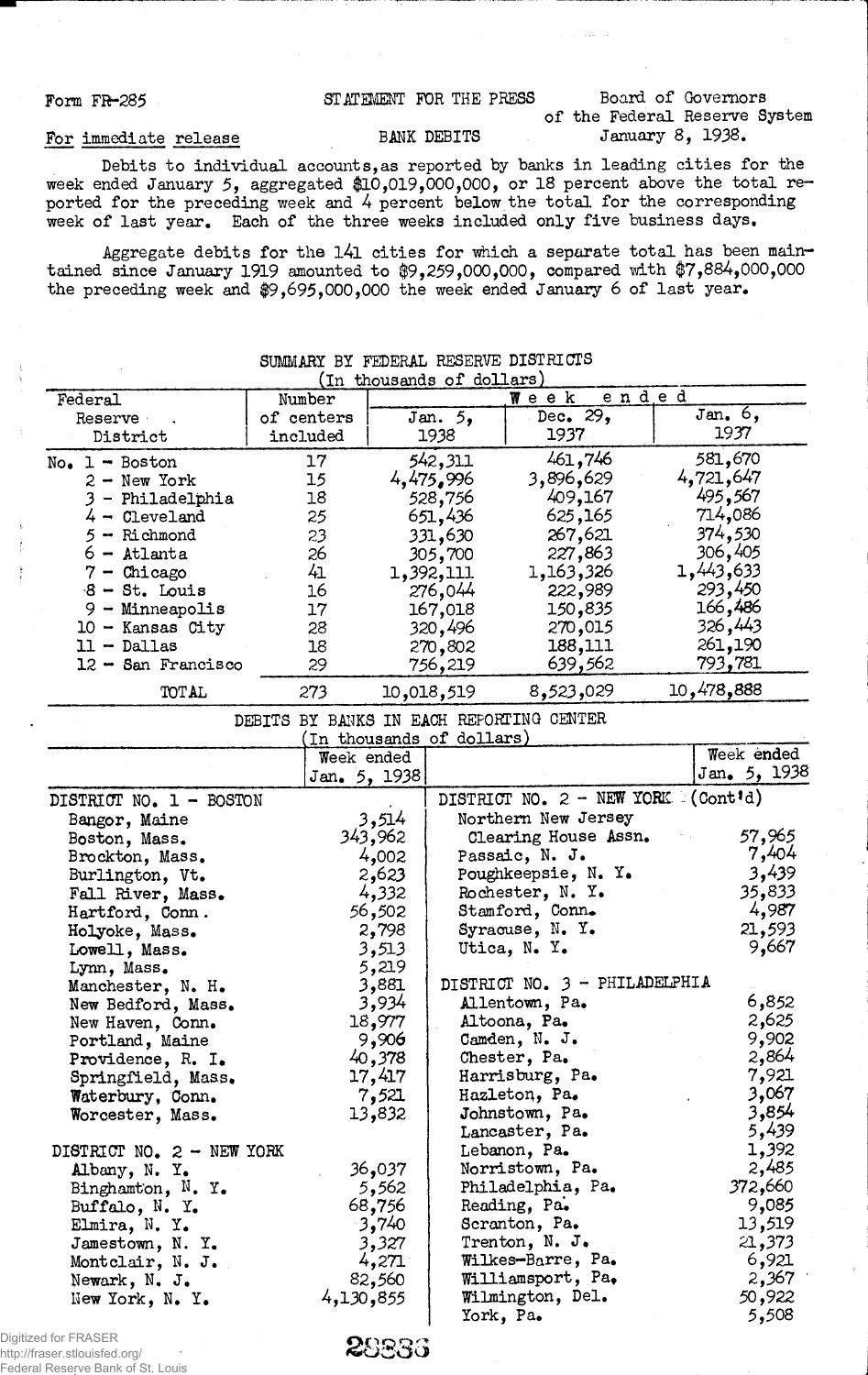Form FR-285

STATEMENT FOR THE PRESS

Board of Governors of the Federal Reserve System
January 8, 1938.

For immediate release

BANK DEBITS

Debits to individual accounts, as reported by banks in leading cities for the week ended January 5, aggregated $10,019,000,000, or 18 percent above the total reported for the preceding week and 4 percent below the total for the corresponding week of last year. Each of the three weeks included only five business days.

Aggregate debits for the 141 cities for which a separate total has been maintained since January 1919 amounted to $9,259,000,000, compared with $7,884,000,000 the preceding week and $9,695,000,000 the week ended January 6 of last year.

## SUMMARY BY FEDERAL RESERVE DISTRICTS

(In thousands of dollars)

| Federal Reserve District | Number of centers included | Week ended Jan. 5, 1938 | Week ended Dec. 29, 1937 | Week ended Jan. 6, 1937 |
|---|---|---|---|---|
| No. 1 - Boston | 17 | 542,311 | 461,746 | 581,670 |
| 2 - New York | 15 | 4,475,996 | 3,896,629 | 4,721,647 |
| 3 - Philadelphia | 18 | 528,756 | 409,167 | 495,567 |
| 4 - Cleveland | 25 | 651,436 | 625,165 | 714,086 |
| 5 - Richmond | 23 | 331,630 | 267,621 | 374,530 |
| 6 - Atlanta | 26 | 305,700 | 227,863 | 306,405 |
| 7 - Chicago | 41 | 1,392,111 | 1,163,326 | 1,443,633 |
| 8 - St. Louis | 16 | 276,044 | 222,989 | 293,450 |
| 9 - Minneapolis | 17 | 167,018 | 150,835 | 166,486 |
| 10 - Kansas City | 28 | 320,496 | 270,015 | 326,443 |
| 11 - Dallas | 18 | 270,802 | 188,111 | 261,190 |
| 12 - San Francisco | 29 | 756,219 | 639,562 | 793,781 |
| TOTAL | 273 | 10,018,519 | 8,523,029 | 10,478,888 |

## DEBITS BY BANKS IN EACH REPORTING CENTER

(In thousands of dollars)

| | Week ended Jan. 5, 1938 |
|---|---|
| **DISTRICT NO. 1 - BOSTON** | |
| Bangor, Maine | 3,514 |
| Boston, Mass. | 343,962 |
| Brockton, Mass. | 4,002 |
| Burlington, Vt. | 2,623 |
| Fall River, Mass. | 4,332 |
| Hartford, Conn. | 56,502 |
| Holyoke, Mass. | 2,798 |
| Lowell, Mass. | 3,513 |
| Lynn, Mass. | 5,219 |
| Manchester, N. H. | 3,881 |
| New Bedford, Mass. | 3,934 |
| New Haven, Conn. | 18,977 |
| Portland, Maine | 9,906 |
| Providence, R. I. | 40,378 |
| Springfield, Mass. | 17,417 |
| Waterbury, Conn. | 7,521 |
| Worcester, Mass. | 13,832 |
| **DISTRICT NO. 2 - NEW YORK** | |
| Albany, N. Y. | 36,037 |
| Binghamton, N. Y. | 5,562 |
| Buffalo, N. Y. | 68,756 |
| Elmira, N. Y. | 3,740 |
| Jamestown, N. Y. | 3,327 |
| Montclair, N. J. | 4,271 |
| Newark, N. J. | 82,560 |
| New York, N. Y. | 4,130,855 |
| Northern New Jersey Clearing House Assn. | 57,965 |
| Passaic, N. J. | 7,404 |
| Poughkeepsie, N. Y. | 3,439 |
| Rochester, N. Y. | 35,833 |
| Stamford, Conn. | 4,987 |
| Syracuse, N. Y. | 21,593 |
| Utica, N. Y. | 9,667 |
| **DISTRICT NO. 3 - PHILADELPHIA** | |
| Allentown, Pa. | 6,852 |
| Altoona, Pa. | 2,625 |
| Camden, N. J. | 9,902 |
| Chester, Pa. | 2,864 |
| Harrisburg, Pa. | 7,921 |
| Hazleton, Pa. | 3,067 |
| Johnstown, Pa. | 3,854 |
| Lancaster, Pa. | 5,439 |
| Lebanon, Pa. | 1,392 |
| Norristown, Pa. | 2,485 |
| Philadelphia, Pa. | 372,660 |
| Reading, Pa. | 9,085 |
| Scranton, Pa. | 13,519 |
| Trenton, N. J. | 21,373 |
| Wilkes-Barre, Pa. | 6,921 |
| Williamsport, Pa. | 2,367 |
| Wilmington, Del. | 50,922 |
| York, Pa. | 5,508 |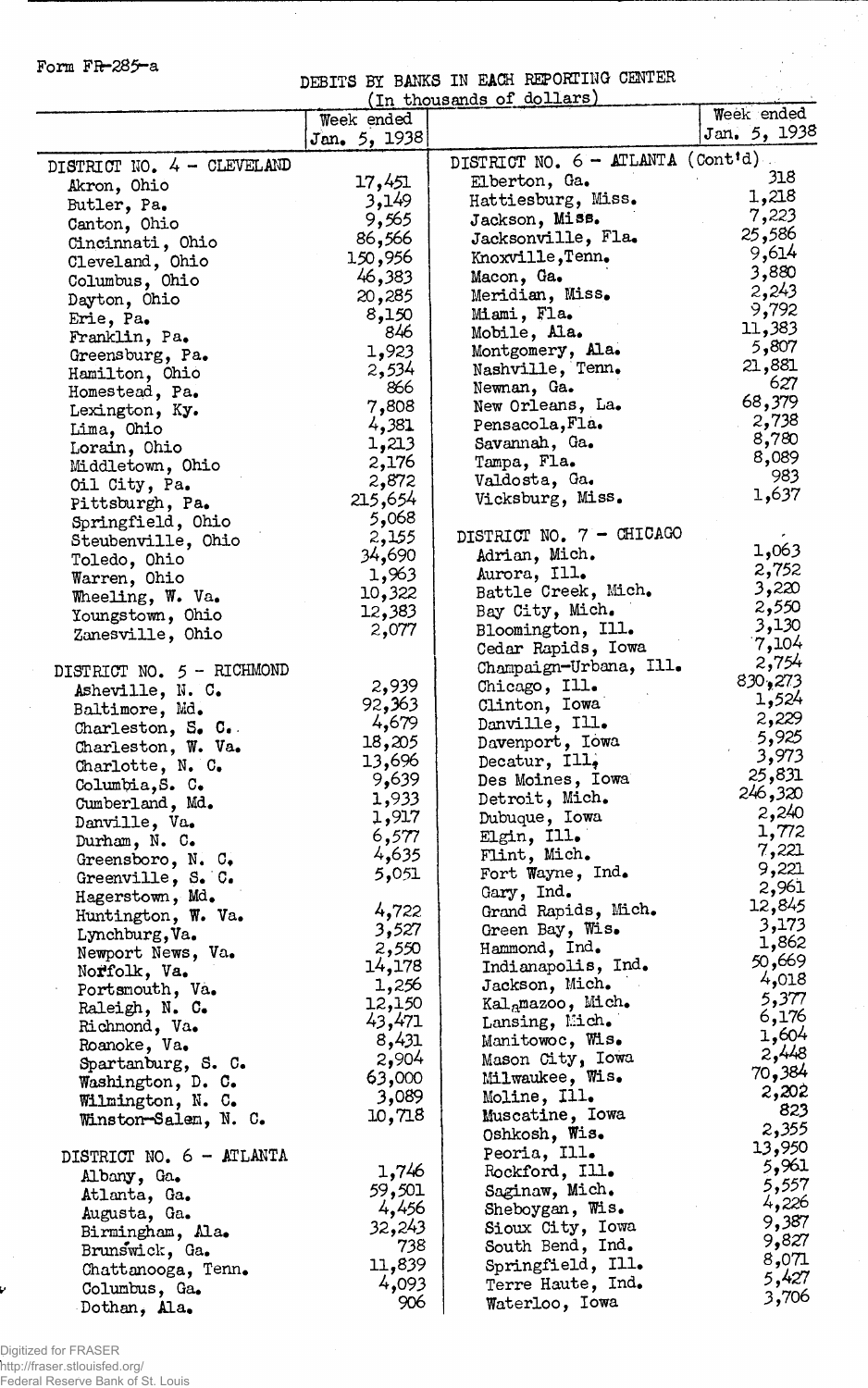Form FR-285-a

# DEBITS BY BANKS IN EACH REPORTING CENTER

(In thousands of dollars)

| | Week ended Jan. 5, 1938 |
|---|---|
| **DISTRICT NO. 4 - CLEVELAND** | |
| Akron, Ohio | 17,451 |
| Butler, Pa. | 3,149 |
| Canton, Ohio | 9,565 |
| Cincinnati, Ohio | 86,566 |
| Cleveland, Ohio | 150,956 |
| Columbus, Ohio | 46,383 |
| Dayton, Ohio | 20,285 |
| Erie, Pa. | 8,150 |
| Franklin, Pa. | 846 |
| Greensburg, Pa. | 1,923 |
| Hamilton, Ohio | 2,534 |
| Homestead, Pa. | 866 |
| Lexington, Ky. | 7,808 |
| Lima, Ohio | 4,381 |
| Lorain, Ohio | 1,213 |
| Middletown, Ohio | 2,176 |
| Oil City, Pa. | 2,872 |
| Pittsburgh, Pa. | 215,654 |
| Springfield, Ohio | 5,068 |
| Steubenville, Ohio | 2,155 |
| Toledo, Ohio | 34,690 |
| Warren, Ohio | 1,963 |
| Wheeling, W. Va. | 10,322 |
| Youngstown, Ohio | 12,383 |
| Zanesville, Ohio | 2,077 |
| **DISTRICT NO. 5 - RICHMOND** | |
| Asheville, N. C. | 2,939 |
| Baltimore, Md. | 92,363 |
| Charleston, S. C. | 4,679 |
| Charleston, W. Va. | 18,205 |
| Charlotte, N. C. | 13,696 |
| Columbia, S. C. | 9,639 |
| Cumberland, Md. | 1,933 |
| Danville, Va. | 1,917 |
| Durham, N. C. | 6,577 |
| Greensboro, N. C. | 4,635 |
| Greenville, S. C. | 5,051 |
| Hagerstown, Md. | |
| Huntington, W. Va. | 4,722 |
| Lynchburg, Va. | 3,527 |
| Newport News, Va. | 2,550 |
| Norfolk, Va. | 14,178 |
| Portsmouth, Va. | 1,256 |
| Raleigh, N. C. | 12,150 |
| Richmond, Va. | 43,471 |
| Roanoke, Va. | 8,431 |
| Spartanburg, S. C. | 2,904 |
| Washington, D. C. | 63,000 |
| Wilmington, N. C. | 3,089 |
| Winston-Salem, N. C. | 10,718 |
| **DISTRICT NO. 6 - ATLANTA** | |
| Albany, Ga. | 1,746 |
| Atlanta, Ga. | 59,501 |
| Augusta, Ga. | 4,456 |
| Birmingham, Ala. | 32,243 |
| Brunswick, Ga. | 738 |
| Chattanooga, Tenn. | 11,839 |
| Columbus, Ga. | 4,093 |
| Dothan, Ala. | 906 |

| | Week ended Jan. 5, 1938 |
|---|---|
| **DISTRICT NO. 6 - ATLANTA (Cont'd)** | |
| Elberton, Ga. | 318 |
| Hattiesburg, Miss. | 1,218 |
| Jackson, Miss. | 7,223 |
| Jacksonville, Fla. | 25,586 |
| Knoxville, Tenn. | 9,614 |
| Macon, Ga. | 3,880 |
| Meridian, Miss. | 2,243 |
| Miami, Fla. | 9,792 |
| Mobile, Ala. | 11,383 |
| Montgomery, Ala. | 5,807 |
| Nashville, Tenn. | 21,881 |
| Newnan, Ga. | 627 |
| New Orleans, La. | 68,379 |
| Pensacola, Fla. | 2,738 |
| Savannah, Ga. | 8,780 |
| Tampa, Fla. | 8,089 |
| Valdosta, Ga. | 983 |
| Vicksburg, Miss. | 1,637 |
| **DISTRICT NO. 7 - CHICAGO** | |
| Adrian, Mich. | 1,063 |
| Aurora, Ill. | 2,752 |
| Battle Creek, Mich. | 3,220 |
| Bay City, Mich. | 2,550 |
| Bloomington, Ill. | 3,130 |
| Cedar Rapids, Iowa | 7,104 |
| Champaign-Urbana, Ill. | 2,754 |
| Chicago, Ill. | 830,273 |
| Clinton, Iowa | 1,524 |
| Danville, Ill. | 2,229 |
| Davenport, Iowa | 5,925 |
| Decatur, Ill. | 3,973 |
| Des Moines, Iowa | 25,831 |
| Detroit, Mich. | 246,320 |
| Dubuque, Iowa | 2,240 |
| Elgin, Ill. | 1,772 |
| Flint, Mich. | 7,221 |
| Fort Wayne, Ind. | 9,221 |
| Gary, Ind. | 2,961 |
| Grand Rapids, Mich. | 12,845 |
| Green Bay, Wis. | 3,173 |
| Hammond, Ind. | 1,862 |
| Indianapolis, Ind. | 50,669 |
| Jackson, Mich. | 4,018 |
| Kalamazoo, Mich. | 5,377 |
| Lansing, Mich. | 6,176 |
| Manitowoc, Wis. | 1,604 |
| Mason City, Iowa | 2,448 |
| Milwaukee, Wis. | 70,384 |
| Moline, Ill. | 2,202 |
| Muscatine, Iowa | 823 |
| Oshkosh, Wis. | 2,355 |
| Peoria, Ill. | 13,950 |
| Rockford, Ill. | 5,961 |
| Saginaw, Mich. | 5,557 |
| Sheboygan, Wis. | 4,226 |
| Sioux City, Iowa | 9,387 |
| South Bend, Ind. | 9,827 |
| Springfield, Ill. | 8,071 |
| Terre Haute, Ind. | 5,427 |
| Waterloo, Iowa | 3,706 |

Digitized for FRASER
http://fraser.stlouisfed.org/
Federal Reserve Bank of St. Louis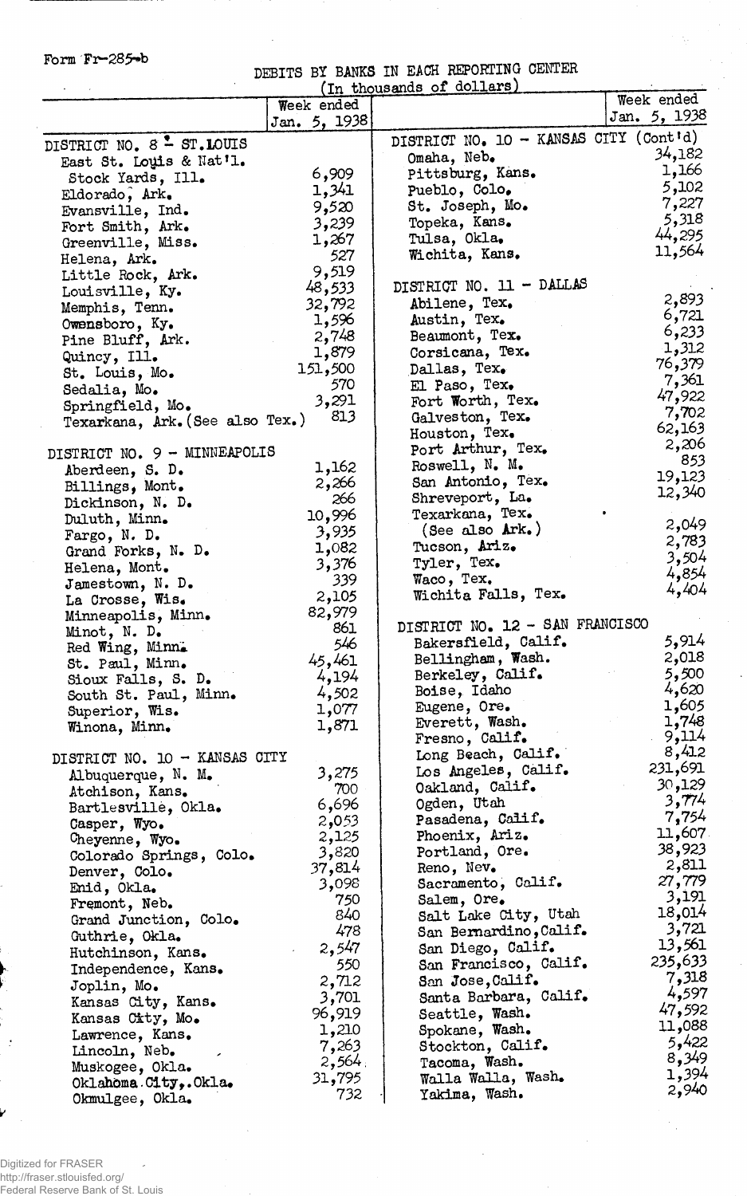Form Fr-285-b

DEBITS BY BANKS IN EACH REPORTING CENTER

(In thousands of dollars)

| | Week ended Jan. 5, 1938 |
|---|---|
| **DISTRICT NO. 8 - ST. LOUIS** | |
| East St. Louis & Nat'l. Stock Yards, Ill. | 6,909 |
| Eldorado, Ark. | 1,341 |
| Evansville, Ind. | 9,520 |
| Fort Smith, Ark. | 3,239 |
| Greenville, Miss. | 1,267 |
| Helena, Ark. | 527 |
| Little Rock, Ark. | 9,519 |
| Louisville, Ky. | 48,533 |
| Memphis, Tenn. | 32,792 |
| Owensboro, Ky. | 1,596 |
| Pine Bluff, Ark. | 2,748 |
| Quincy, Ill. | 1,879 |
| St. Louis, Mo. | 151,500 |
| Sedalia, Mo. | 570 |
| Springfield, Mo. | 3,291 |
| Texarkana, Ark. (See also Tex.) | 813 |
| **DISTRICT NO. 9 - MINNEAPOLIS** | |
| Aberdeen, S. D. | 1,162 |
| Billings, Mont. | 2,266 |
| Dickinson, N. D. | 266 |
| Duluth, Minn. | 10,996 |
| Fargo, N. D. | 3,935 |
| Grand Forks, N. D. | 1,082 |
| Helena, Mont. | 3,376 |
| Jamestown, N. D. | 339 |
| La Crosse, Wis. | 2,105 |
| Minneapolis, Minn. | 82,979 |
| Minot, N. D. | 861 |
| Red Wing, Minn. | 546 |
| St. Paul, Minn. | 45,461 |
| Sioux Falls, S. D. | 4,194 |
| South St. Paul, Minn. | 4,502 |
| Superior, Wis. | 1,077 |
| Winona, Minn. | 1,871 |
| **DISTRICT NO. 10 - KANSAS CITY** | |
| Albuquerque, N. M. | 3,275 |
| Atchison, Kans. | 700 |
| Bartlesville, Okla. | 6,696 |
| Casper, Wyo. | 2,053 |
| Cheyenne, Wyo. | 2,125 |
| Colorado Springs, Colo. | 3,820 |
| Denver, Colo. | 37,814 |
| Enid, Okla. | 3,098 |
| Fremont, Neb. | 750 |
| Grand Junction, Colo. | 840 |
| Guthrie, Okla. | 478 |
| Hutchinson, Kans. | 2,547 |
| Independence, Kans. | 550 |
| Joplin, Mo. | 2,712 |
| Kansas City, Kans. | 3,701 |
| Kansas City, Mo. | 96,919 |
| Lawrence, Kans. | 1,210 |
| Lincoln, Neb. | 7,263 |
| Muskogee, Okla. | 2,564 |
| Oklahoma City, Okla. | 31,795 |
| Okmulgee, Okla. | 732 |

| | Week ended Jan. 5, 1938 |
|---|---|
| **DISTRICT NO. 10 - KANSAS CITY (Cont'd)** | |
| Omaha, Neb. | 34,182 |
| Pittsburg, Kans. | 1,166 |
| Pueblo, Colo. | 5,102 |
| St. Joseph, Mo. | 7,227 |
| Topeka, Kans. | 5,318 |
| Tulsa, Okla. | 44,295 |
| Wichita, Kans. | 11,564 |
| **DISTRICT NO. 11 - DALLAS** | |
| Abilene, Tex. | 2,893 |
| Austin, Tex. | 6,721 |
| Beaumont, Tex. | 6,233 |
| Corsicana, Tex. | 1,312 |
| Dallas, Tex. | 76,379 |
| El Paso, Tex. | 7,361 |
| Fort Worth, Tex. | 47,922 |
| Galveston, Tex. | 7,702 |
| Houston, Tex. | 62,163 |
| Port Arthur, Tex. | 2,206 |
| Roswell, N. M. | 853 |
| San Antonio, Tex. | 19,123 |
| Shreveport, La. | 12,340 |
| Texarkana, Tex. (See also Ark.) | 2,049 |
| Tucson, Ariz. | 2,783 |
| Tyler, Tex. | 3,504 |
| Waco, Tex. | 4,854 |
| Wichita Falls, Tex. | 4,404 |
| **DISTRICT NO. 12 - SAN FRANCISCO** | |
| Bakersfield, Calif. | 5,914 |
| Bellingham, Wash. | 2,018 |
| Berkeley, Calif. | 5,500 |
| Boise, Idaho | 4,620 |
| Eugene, Ore. | 1,605 |
| Everett, Wash. | 1,748 |
| Fresno, Calif. | 9,114 |
| Long Beach, Calif. | 8,412 |
| Los Angeles, Calif. | 231,691 |
| Oakland, Calif. | 30,129 |
| Ogden, Utah | 3,774 |
| Pasadena, Calif. | 7,754 |
| Phoenix, Ariz. | 11,607 |
| Portland, Ore. | 38,923 |
| Reno, Nev. | 2,811 |
| Sacramento, Calif. | 27,779 |
| Salem, Ore. | 3,191 |
| Salt Lake City, Utah | 18,014 |
| San Bernardino, Calif. | 3,721 |
| San Diego, Calif. | 13,561 |
| San Francisco, Calif. | 235,633 |
| San Jose, Calif. | 7,318 |
| Santa Barbara, Calif. | 4,597 |
| Seattle, Wash. | 47,592 |
| Spokane, Wash. | 11,088 |
| Stockton, Calif. | 5,422 |
| Tacoma, Wash. | 8,349 |
| Walla Walla, Wash. | 1,394 |
| Yakima, Wash. | 2,940 |